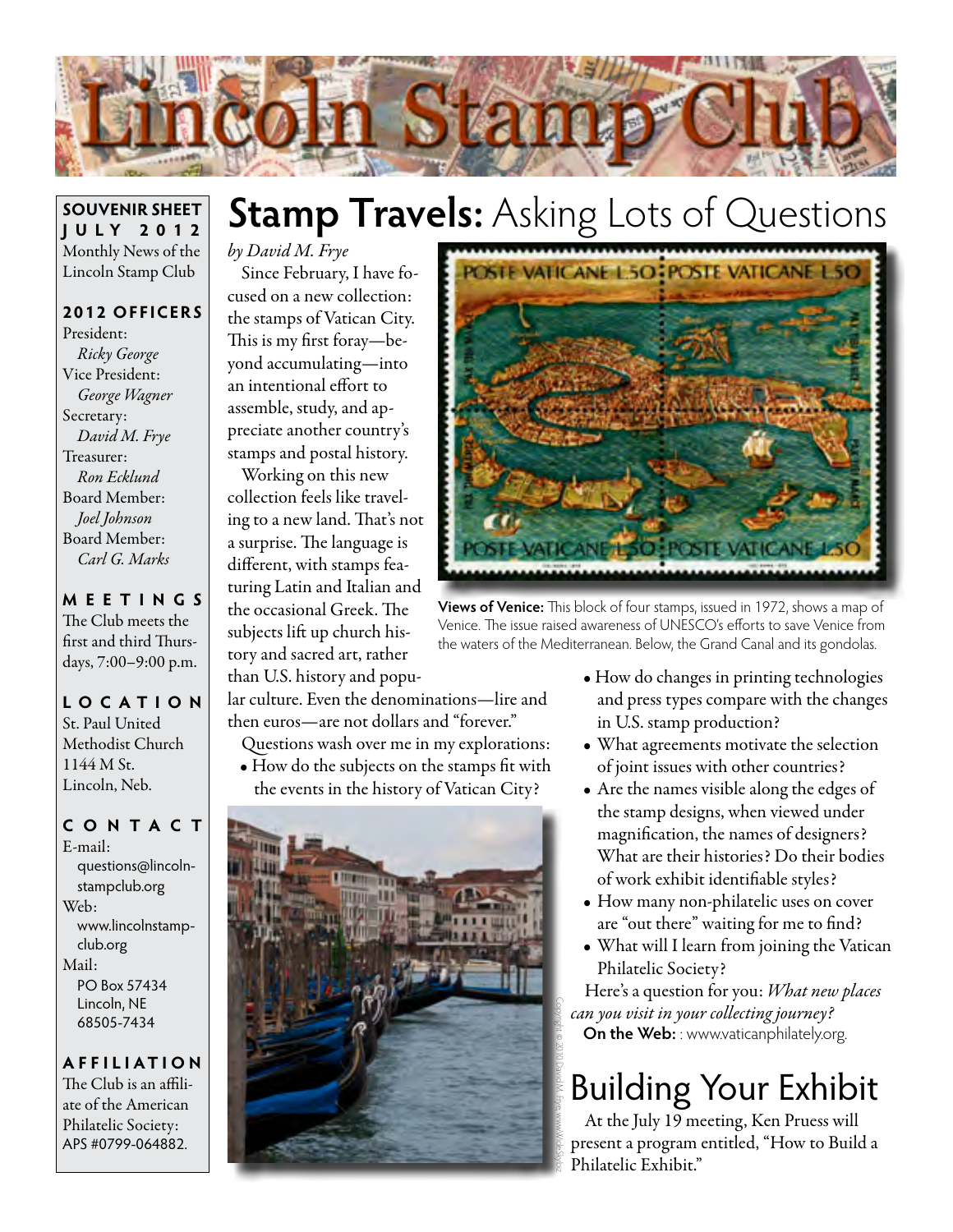# Lincoln Stamp Club

**SOUVENIR SHEET**
**JULY 2012**
Monthly News of the Lincoln Stamp Club

**2012 OFFICERS**
President:
*Ricky George*
Vice President:
*George Wagner*
Secretary:
*David M. Frye*
Treasurer:
*Ron Ecklund*
Board Member:
*Joel Johnson*
Board Member:
*Carl G. Marks*

**MEETINGS**
The Club meets the first and third Thursdays, 7:00–9:00 p.m.

**LOCATION**
St. Paul United Methodist Church
1144 M St.
Lincoln, Neb.

**CONTACT**
E-mail:
questions@lincolnstampclub.org
Web:
www.lincolnstampclub.org
Mail:
PO Box 57434
Lincoln, NE
68505-7434

**AFFILIATION**
The Club is an affiliate of the American Philatelic Society: APS #0799-064882.

## Stamp Travels: Asking Lots of Questions

*by David M. Frye*

Since February, I have focused on a new collection: the stamps of Vatican City. This is my first foray—beyond accumulating—into an intentional effort to assemble, study, and appreciate another country's stamps and postal history.

Working on this new collection feels like traveling to a new land. That's not a surprise. The language is different, with stamps featuring Latin and Italian and the occasional Greek. The subjects lift up church history and sacred art, rather than U.S. history and popular culture. Even the denominations—lire and then euros—are not dollars and "forever."

**Views of Venice:** This block of four stamps, issued in 1972, shows a map of Venice. The issue raised awareness of UNESCO's efforts to save Venice from the waters of the Mediterranean. Below, the Grand Canal and its gondolas.

Questions wash over me in my explorations:

- How do the subjects on the stamps fit with the events in the history of Vatican City?
- How do changes in printing technologies and press types compare with the changes in U.S. stamp production?
- What agreements motivate the selection of joint issues with other countries?
- Are the names visible along the edges of the stamp designs, when viewed under magnification, the names of designers? What are their histories? Do their bodies of work exhibit identifiable styles?
- How many non-philatelic uses on cover are "out there" waiting for me to find?
- What will I learn from joining the Vatican Philatelic Society?

Here's a question for you: *What new places can you visit in your collecting journey?*

**On the Web:** : www.vaticanphilately.org.

## Building Your Exhibit

At the July 19 meeting, Ken Pruess will present a program entitled, "How to Build a Philatelic Exhibit."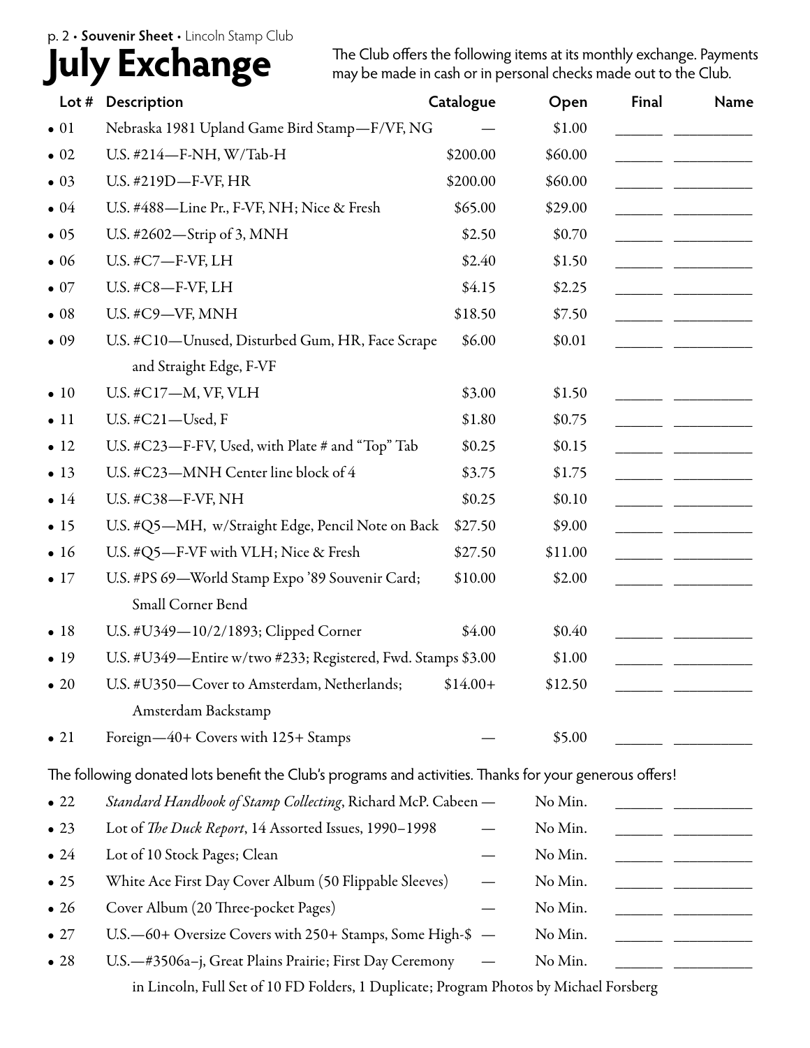# July Exchange

The Club offers the following items at its monthly exchange. Payments may be made in cash or in personal checks made out to the Club.

| Lot # | Description | Catalogue | Open | Final | Name |
|---|---|---|---|---|---|
| • 01 | Nebraska 1981 Upland Game Bird Stamp—F/VF, NG | — | $1.00 | ______ | __________ |
| • 02 | U.S. #214—F-NH, W/Tab-H | $200.00 | $60.00 | ______ | __________ |
| • 03 | U.S. #219D—F-VF, HR | $200.00 | $60.00 | ______ | __________ |
| • 04 | U.S. #488—Line Pr., F-VF, NH; Nice & Fresh | $65.00 | $29.00 | ______ | __________ |
| • 05 | U.S. #2602—Strip of 3, MNH | $2.50 | $0.70 | ______ | __________ |
| • 06 | U.S. #C7—F-VF, LH | $2.40 | $1.50 | ______ | __________ |
| • 07 | U.S. #C8—F-VF, LH | $4.15 | $2.25 | ______ | __________ |
| • 08 | U.S. #C9—VF, MNH | $18.50 | $7.50 | ______ | __________ |
| • 09 | U.S. #C10—Unused, Disturbed Gum, HR, Face Scrape and Straight Edge, F-VF | $6.00 | $0.01 | ______ | __________ |
| • 10 | U.S. #C17—M, VF, VLH | $3.00 | $1.50 | ______ | __________ |
| • 11 | U.S. #C21—Used, F | $1.80 | $0.75 | ______ | __________ |
| • 12 | U.S. #C23—F-FV, Used, with Plate # and "Top" Tab | $0.25 | $0.15 | ______ | __________ |
| • 13 | U.S. #C23—MNH Center line block of 4 | $3.75 | $1.75 | ______ | __________ |
| • 14 | U.S. #C38—F-VF, NH | $0.25 | $0.10 | ______ | __________ |
| • 15 | U.S. #Q5—MH, w/Straight Edge, Pencil Note on Back | $27.50 | $9.00 | ______ | __________ |
| • 16 | U.S. #Q5—F-VF with VLH; Nice & Fresh | $27.50 | $11.00 | ______ | __________ |
| • 17 | U.S. #PS 69—World Stamp Expo '89 Souvenir Card; Small Corner Bend | $10.00 | $2.00 | ______ | __________ |
| • 18 | U.S. #U349—10/2/1893; Clipped Corner | $4.00 | $0.40 | ______ | __________ |
| • 19 | U.S. #U349—Entire w/two #233; Registered, Fwd. Stamps | $3.00 | $1.00 | ______ | __________ |
| • 20 | U.S. #U350—Cover to Amsterdam, Netherlands; Amsterdam Backstamp | $14.00+ | $12.50 | ______ | __________ |
| • 21 | Foreign—40+ Covers with 125+ Stamps | — | $5.00 | ______ | __________ |

The following donated lots benefit the Club's programs and activities. Thanks for your generous offers!

| Lot # | Description | Catalogue | Open | Final | Name |
|---|---|---|---|---|---|
| • 22 | *Standard Handbook of Stamp Collecting*, Richard McP. Cabeen | — | No Min. | ______ | __________ |
| • 23 | Lot of *The Duck Report*, 14 Assorted Issues, 1990–1998 | — | No Min. | ______ | __________ |
| • 24 | Lot of 10 Stock Pages; Clean | — | No Min. | ______ | __________ |
| • 25 | White Ace First Day Cover Album (50 Flippable Sleeves) | — | No Min. | ______ | __________ |
| • 26 | Cover Album (20 Three-pocket Pages) | — | No Min. | ______ | __________ |
| • 27 | U.S.—60+ Oversize Covers with 250+ Stamps, Some High-$ | — | No Min. | ______ | __________ |
| • 28 | U.S.—#3506a–j, Great Plains Prairie; First Day Ceremony in Lincoln, Full Set of 10 FD Folders, 1 Duplicate; Program Photos by Michael Forsberg | — | No Min. | ______ | __________ |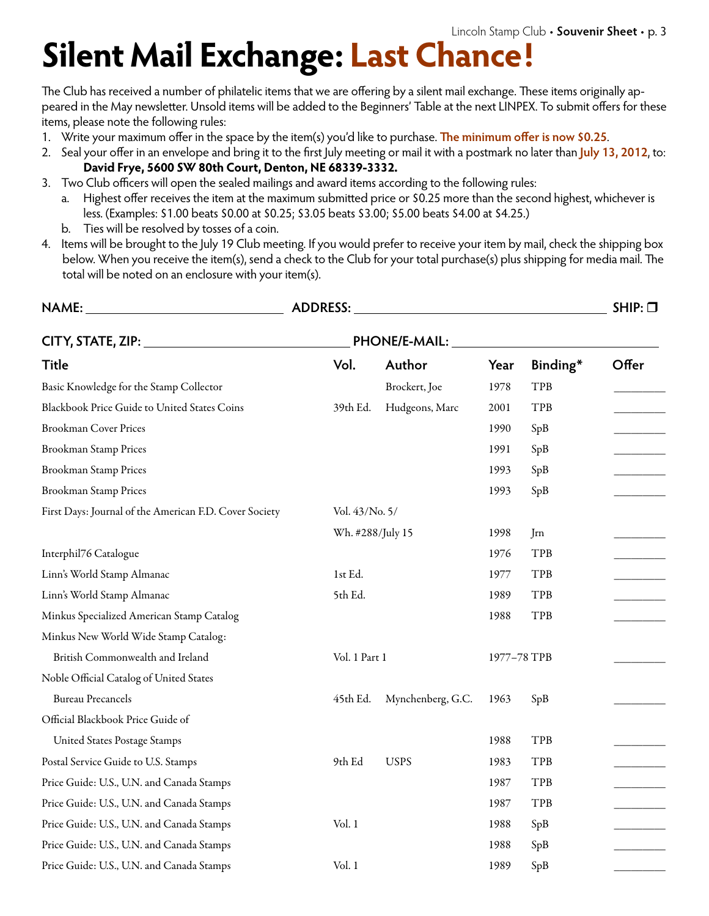# Silent Mail Exchange: Last Chance!

The Club has received a number of philatelic items that we are offering by a silent mail exchange. These items originally appeared in the May newsletter. Unsold items will be added to the Beginners' Table at the next LINPEX. To submit offers for these items, please note the following rules:

1. Write your maximum offer in the space by the item(s) you'd like to purchase. **The minimum offer is now $0.25**.
2. Seal your offer in an envelope and bring it to the first July meeting or mail it with a postmark no later than **July 13, 2012**, to:
   **David Frye, 5600 SW 80th Court, Denton, NE 68339-3332.**
3. Two Club officers will open the sealed mailings and award items according to the following rules:
   a. Highest offer receives the item at the maximum submitted price or $0.25 more than the second highest, whichever is less. (Examples: $1.00 beats $0.00 at $0.25; $3.05 beats $3.00; $5.00 beats $4.00 at $4.25.)
   b. Ties will be resolved by tosses of a coin.
4. Items will be brought to the July 19 Club meeting. If you would prefer to receive your item by mail, check the shipping box below. When you receive the item(s), send a check to the Club for your total purchase(s) plus shipping for media mail. The total will be noted on an enclosure with your item(s).

**NAME:** ______________________ **ADDRESS:** ______________________ **SHIP:** ❐

**CITY, STATE, ZIP:** ______________________ **PHONE/E-MAIL:** ______________________

| Title | Vol. | Author | Year | Binding* | Offer |
|---|---|---|---|---|---|
| Basic Knowledge for the Stamp Collector | | Brockert, Joe | 1978 | TPB | ________ |
| Blackbook Price Guide to United States Coins | 39th Ed. | Hudgeons, Marc | 2001 | TPB | ________ |
| Brookman Cover Prices | | | 1990 | SpB | ________ |
| Brookman Stamp Prices | | | 1991 | SpB | ________ |
| Brookman Stamp Prices | | | 1993 | SpB | ________ |
| Brookman Stamp Prices | | | 1993 | SpB | ________ |
| First Days: Journal of the American F.D. Cover Society | Vol. 43/No. 5/ Wh. #288/July 15 | | 1998 | Jrn | ________ |
| Interphil76 Catalogue | | | 1976 | TPB | ________ |
| Linn's World Stamp Almanac | 1st Ed. | | 1977 | TPB | ________ |
| Linn's World Stamp Almanac | 5th Ed. | | 1989 | TPB | ________ |
| Minkus Specialized American Stamp Catalog | | | 1988 | TPB | ________ |
| Minkus New World Wide Stamp Catalog: British Commonwealth and Ireland | Vol. 1 Part 1 | | 1977–78 | TPB | ________ |
| Noble Official Catalog of United States Bureau Precancels | 45th Ed. | Mynchenberg, G.C. | 1963 | SpB | ________ |
| Official Blackbook Price Guide of United States Postage Stamps | | | 1988 | TPB | ________ |
| Postal Service Guide to U.S. Stamps | 9th Ed | USPS | 1983 | TPB | ________ |
| Price Guide: U.S., U.N. and Canada Stamps | | | 1987 | TPB | ________ |
| Price Guide: U.S., U.N. and Canada Stamps | | | 1987 | TPB | ________ |
| Price Guide: U.S., U.N. and Canada Stamps | Vol. 1 | | 1988 | SpB | ________ |
| Price Guide: U.S., U.N. and Canada Stamps | | | 1988 | SpB | ________ |
| Price Guide: U.S., U.N. and Canada Stamps | Vol. 1 | | 1989 | SpB | ________ |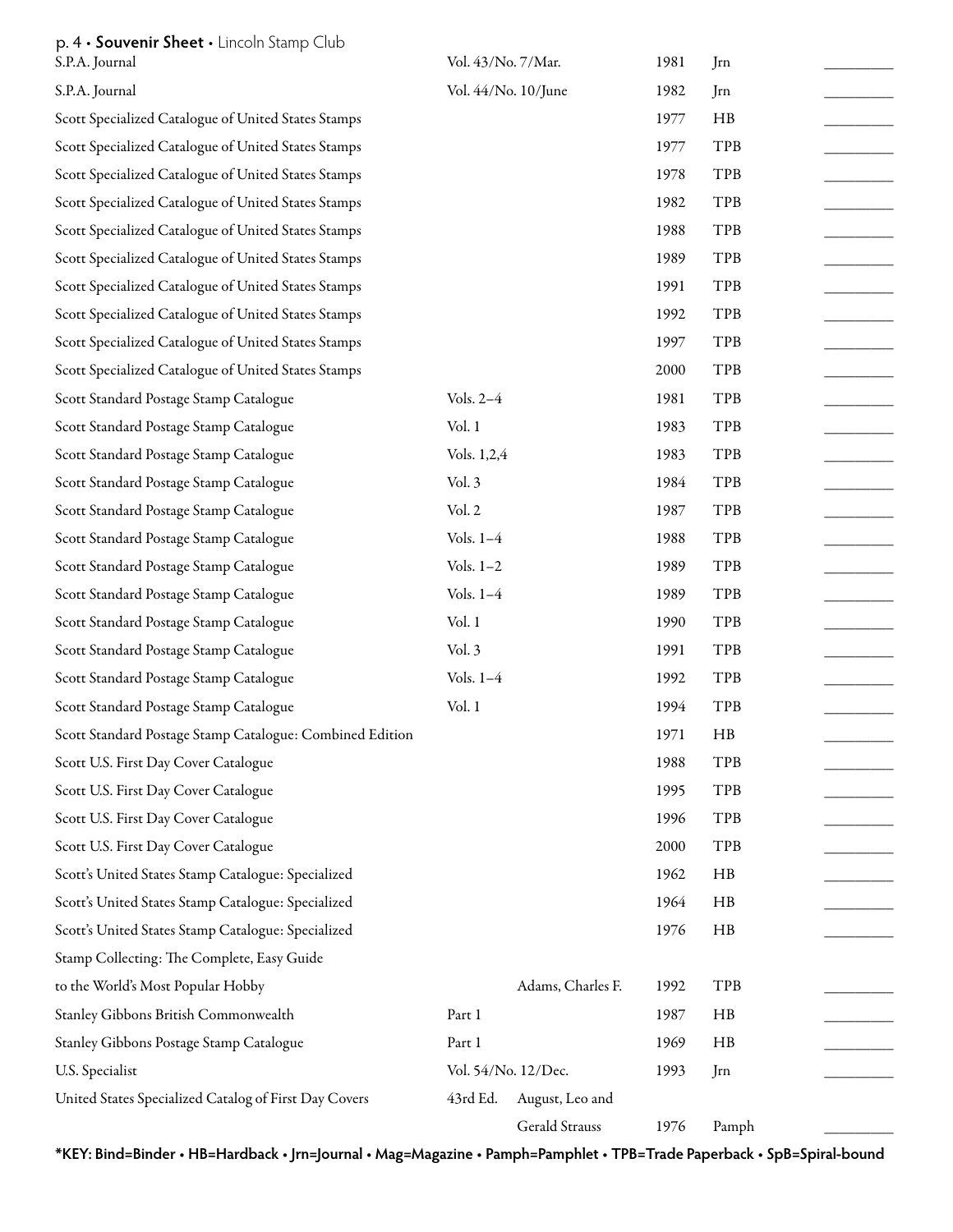| Title | Volume/Edition | Author | Year | Binding | |
|---|---|---|---|---|---|
| S.P.A. Journal | Vol. 43/No. 7/Mar. | | 1981 | Jrn | _________ |
| S.P.A. Journal | Vol. 44/No. 10/June | | 1982 | Jrn | _________ |
| Scott Specialized Catalogue of United States Stamps | | | 1977 | HB | _________ |
| Scott Specialized Catalogue of United States Stamps | | | 1977 | TPB | _________ |
| Scott Specialized Catalogue of United States Stamps | | | 1978 | TPB | _________ |
| Scott Specialized Catalogue of United States Stamps | | | 1982 | TPB | _________ |
| Scott Specialized Catalogue of United States Stamps | | | 1988 | TPB | _________ |
| Scott Specialized Catalogue of United States Stamps | | | 1989 | TPB | _________ |
| Scott Specialized Catalogue of United States Stamps | | | 1991 | TPB | _________ |
| Scott Specialized Catalogue of United States Stamps | | | 1992 | TPB | _________ |
| Scott Specialized Catalogue of United States Stamps | | | 1997 | TPB | _________ |
| Scott Specialized Catalogue of United States Stamps | | | 2000 | TPB | _________ |
| Scott Standard Postage Stamp Catalogue | Vols. 2–4 | | 1981 | TPB | _________ |
| Scott Standard Postage Stamp Catalogue | Vol. 1 | | 1983 | TPB | _________ |
| Scott Standard Postage Stamp Catalogue | Vols. 1,2,4 | | 1983 | TPB | _________ |
| Scott Standard Postage Stamp Catalogue | Vol. 3 | | 1984 | TPB | _________ |
| Scott Standard Postage Stamp Catalogue | Vol. 2 | | 1987 | TPB | _________ |
| Scott Standard Postage Stamp Catalogue | Vols. 1–4 | | 1988 | TPB | _________ |
| Scott Standard Postage Stamp Catalogue | Vols. 1–2 | | 1989 | TPB | _________ |
| Scott Standard Postage Stamp Catalogue | Vols. 1–4 | | 1989 | TPB | _________ |
| Scott Standard Postage Stamp Catalogue | Vol. 1 | | 1990 | TPB | _________ |
| Scott Standard Postage Stamp Catalogue | Vol. 3 | | 1991 | TPB | _________ |
| Scott Standard Postage Stamp Catalogue | Vols. 1–4 | | 1992 | TPB | _________ |
| Scott Standard Postage Stamp Catalogue | Vol. 1 | | 1994 | TPB | _________ |
| Scott Standard Postage Stamp Catalogue: Combined Edition | | | 1971 | HB | _________ |
| Scott U.S. First Day Cover Catalogue | | | 1988 | TPB | _________ |
| Scott U.S. First Day Cover Catalogue | | | 1995 | TPB | _________ |
| Scott U.S. First Day Cover Catalogue | | | 1996 | TPB | _________ |
| Scott U.S. First Day Cover Catalogue | | | 2000 | TPB | _________ |
| Scott's United States Stamp Catalogue: Specialized | | | 1962 | HB | _________ |
| Scott's United States Stamp Catalogue: Specialized | | | 1964 | HB | _________ |
| Scott's United States Stamp Catalogue: Specialized | | | 1976 | HB | _________ |
| Stamp Collecting: The Complete, Easy Guide to the World's Most Popular Hobby | | Adams, Charles F. | 1992 | TPB | _________ |
| Stanley Gibbons British Commonwealth | Part 1 | | 1987 | HB | _________ |
| Stanley Gibbons Postage Stamp Catalogue | Part 1 | | 1969 | HB | _________ |
| U.S. Specialist | Vol. 54/No. 12/Dec. | | 1993 | Jrn | _________ |
| United States Specialized Catalog of First Day Covers | 43rd Ed. | August, Leo and Gerald Strauss | 1976 | Pamph | _________ |

**\*KEY: Bind=Binder • HB=Hardback • Jrn=Journal • Mag=Magazine • Pamph=Pamphlet • TPB=Trade Paperback • SpB=Spiral-bound**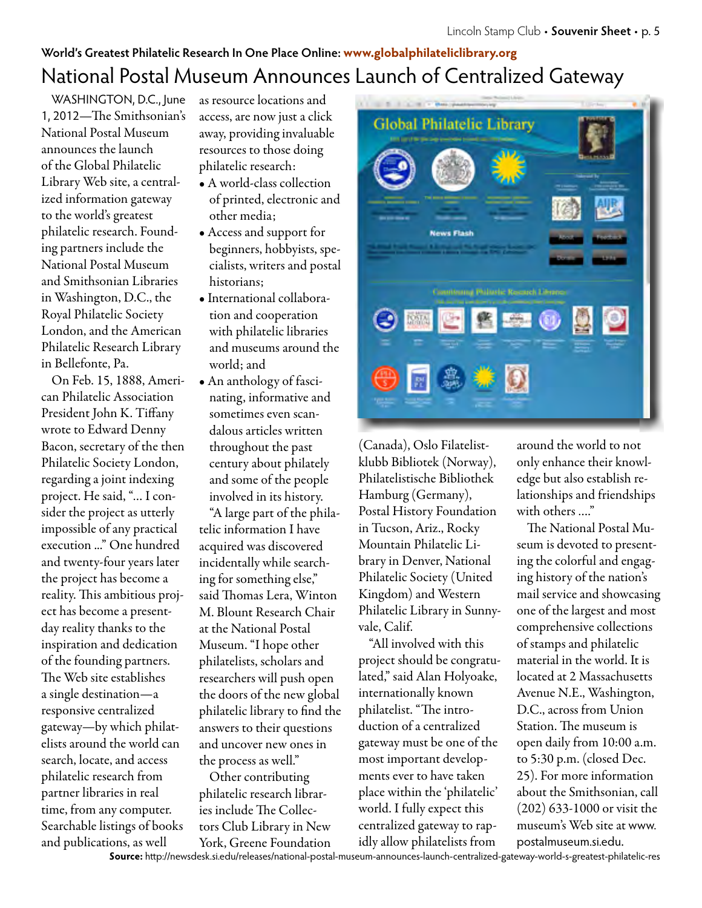**World's Greatest Philatelic Research In One Place Online: www.globalphilateliclibrary.org**

# National Postal Museum Announces Launch of Centralized Gateway

WASHINGTON, D.C., June 1, 2012—The Smithsonian's National Postal Museum announces the launch of the Global Philatelic Library Web site, a centralized information gateway to the world's greatest philatelic research. Founding partners include the National Postal Museum and Smithsonian Libraries in Washington, D.C., the Royal Philatelic Society London, and the American Philatelic Research Library in Bellefonte, Pa.

On Feb. 15, 1888, American Philatelic Association President John K. Tiffany wrote to Edward Denny Bacon, secretary of the then Philatelic Society London, regarding a joint indexing project. He said, "... I consider the project as utterly impossible of any practical execution ..." One hundred and twenty-four years later the project has become a reality. This ambitious project has become a present-day reality thanks to the inspiration and dedication of the founding partners. The Web site establishes a single destination—a responsive centralized gateway—by which philatelists around the world can search, locate, and access philatelic research from partner libraries in real time, from any computer. Searchable listings of books and publications, as well as resource locations and access, are now just a click away, providing invaluable resources to those doing philatelic research:

- A world-class collection of printed, electronic and other media;
- Access and support for beginners, hobbyists, specialists, writers and postal historians;
- International collaboration and cooperation with philatelic libraries and museums around the world; and
- An anthology of fascinating, informative and sometimes even scandalous articles written throughout the past century about philately and some of the people involved in its history.

"A large part of the philatelic information I have acquired was discovered incidentally while searching for something else," said Thomas Lera, Winton M. Blount Research Chair at the National Postal Museum. "I hope other philatelists, scholars and researchers will push open the doors of the new global philatelic library to find the answers to their questions and uncover new ones in the process as well."

Other contributing philatelic research libraries include The Collectors Club Library in New York, Greene Foundation (Canada), Oslo Filatelistklubb Bibliotek (Norway), Philatelistische Bibliothek Hamburg (Germany), Postal History Foundation in Tucson, Ariz., Rocky Mountain Philatelic Library in Denver, National Philatelic Society (United Kingdom) and Western Philatelic Library in Sunnyvale, Calif.

"All involved with this project should be congratulated," said Alan Holyoake, internationally known philatelist. "The introduction of a centralized gateway must be one of the most important developments ever to have taken place within the 'philatelic' world. I fully expect this centralized gateway to rapidly allow philatelists from around the world to not only enhance their knowledge but also establish relationships and friendships with others ...."

The National Postal Museum is devoted to presenting the colorful and engaging history of the nation's mail service and showcasing one of the largest and most comprehensive collections of stamps and philatelic material in the world. It is located at 2 Massachusetts Avenue N.E., Washington, D.C., across from Union Station. The museum is open daily from 10:00 a.m. to 5:30 p.m. (closed Dec. 25). For more information about the Smithsonian, call (202) 633-1000 or visit the museum's Web site at www.postalmuseum.si.edu.

**Source:** http://newsdesk.si.edu/releases/national-postal-museum-announces-launch-centralized-gateway-world-s-greatest-philatelic-res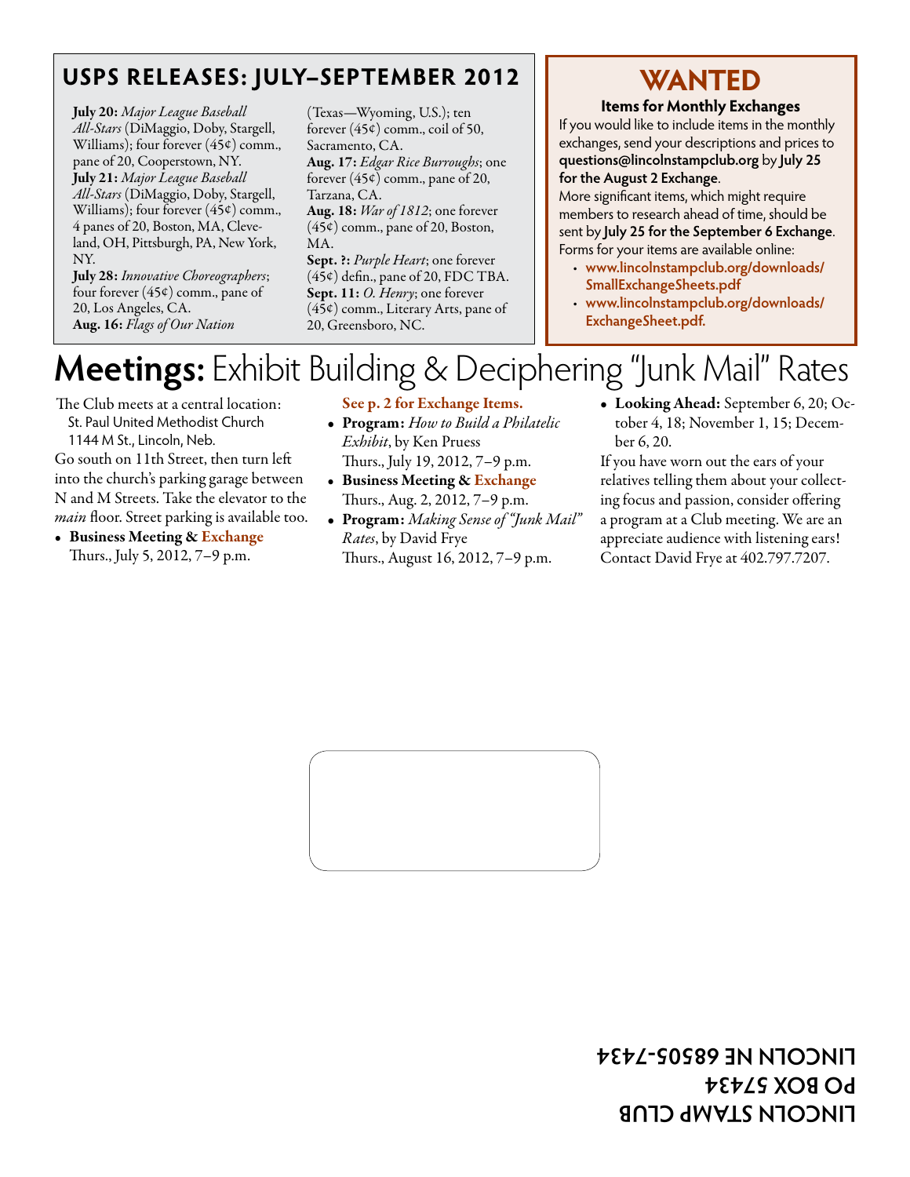## USPS RELEASES: JULY–SEPTEMBER 2012

**July 20:** *Major League Baseball All-Stars* (DiMaggio, Doby, Stargell, Williams); four forever (45¢) comm., pane of 20, Cooperstown, NY.
**July 21:** *Major League Baseball All-Stars* (DiMaggio, Doby, Stargell, Williams); four forever (45¢) comm., 4 panes of 20, Boston, MA, Cleveland, OH, Pittsburgh, PA, New York, NY.
**July 28:** *Innovative Choreographers*; four forever (45¢) comm., pane of 20, Los Angeles, CA.
**Aug. 16:** *Flags of Our Nation* (Texas—Wyoming, U.S.); ten forever (45¢) comm., coil of 50, Sacramento, CA.
**Aug. 17:** *Edgar Rice Burroughs*; one forever (45¢) comm., pane of 20, Tarzana, CA.
**Aug. 18:** *War of 1812*; one forever (45¢) comm., pane of 20, Boston, MA.
**Sept. ?:** *Purple Heart*; one forever (45¢) defin., pane of 20, FDC TBA.
**Sept. 11:** *O. Henry*; one forever (45¢) comm., Literary Arts, pane of 20, Greensboro, NC.

## WANTED

**Items for Monthly Exchanges**

If you would like to include items in the monthly exchanges, send your descriptions and prices to **questions@lincolnstampclub.org** by **July 25 for the August 2 Exchange**.

More significant items, which might require members to research ahead of time, should be sent by **July 25 for the September 6 Exchange**.

Forms for your items are available online:

- **www.lincolnstampclub.org/downloads/SmallExchangeSheets.pdf**
- **www.lincolnstampclub.org/downloads/ExchangeSheet.pdf.**

# **Meetings:** Exhibit Building & Deciphering "Junk Mail" Rates

The Club meets at a central location:
St. Paul United Methodist Church
1144 M St., Lincoln, Neb.

Go south on 11th Street, then turn left into the church's parking garage between N and M Streets. Take the elevator to the *main* floor. Street parking is available too.

- **Business Meeting & Exchange**
  Thurs., July 5, 2012, 7–9 p.m.

**See p. 2 for Exchange Items.**

- **Program:** *How to Build a Philatelic Exhibit*, by Ken Pruess
  Thurs., July 19, 2012, 7–9 p.m.
- **Business Meeting & Exchange**
  Thurs., Aug. 2, 2012, 7–9 p.m.
- **Program:** *Making Sense of "Junk Mail" Rates*, by David Frye
  Thurs., August 16, 2012, 7–9 p.m.
- **Looking Ahead:** September 6, 20; October 4, 18; November 1, 15; December 6, 20.

If you have worn out the ears of your relatives telling them about your collecting focus and passion, consider offering a program at a Club meeting. We are an appreciate audience with listening ears! Contact David Frye at 402.797.7207.

**LINCOLN STAMP CLUB**
**PO BOX 57434**
**LINCOLN NE 68505-7434**